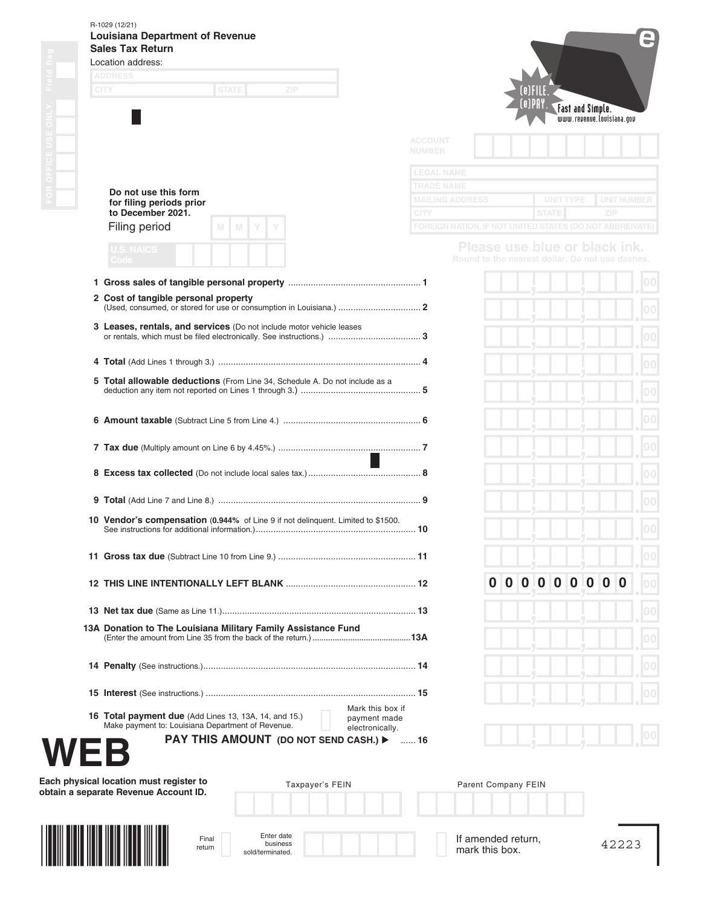R-1029 (12/21)

# Louisiana Department of Revenue

## Sales Tax Return

Location address:

ADDRESS

CITY STATE ZIP

FOR OFFICE USE ONLY. Field flag

(e)FILE. (e)PAY. Fast and Simple. www.revenue.louisiana.gov

ACCOUNT NUMBER

LEGAL NAME

TRADE NAME

MAILING ADDRESS UNIT TYPE UNIT NUMBER

CITY STATE ZIP

FOREIGN NATION, IF NOT UNITED STATES (DO NOT ABBREVIATE)

**Do not use this form for filing periods prior to December 2021.**

Filing period M M Y Y

U.S. NAICS Code

**Please use blue or black ink.**
Round to the nearest dollar. Do not use dashes.

| Line | Description | Amount |
|---|---|---|
| 1 | **Gross sales of tangible personal property** | .00 |
| 2 | **Cost of tangible personal property** (Used, consumed, or stored for use or consumption in Louisiana.) | .00 |
| 3 | **Leases, rentals, and services** (Do not include motor vehicle leases or rentals, which must be filed electronically. See instructions.) | .00 |
| 4 | **Total** (Add Lines 1 through 3.) | .00 |
| 5 | **Total allowable deductions** (From Line 34, Schedule A. Do not include as a deduction any item not reported on Lines 1 through 3.) | .00 |
| 6 | **Amount taxable** (Subtract Line 5 from Line 4.) | .00 |
| 7 | **Tax due** (Multiply amount on Line 6 by 4.45%.) | .00 |
| 8 | **Excess tax collected** (Do not include local sales tax.) | .00 |
| 9 | **Total** (Add Line 7 and Line 8.) | .00 |
| 10 | **Vendor's compensation** (**0.944%** of Line 9 if not delinquent. Limited to $1500. See instructions for additional information.) | .00 |
| 11 | **Gross tax due** (Subtract Line 10 from Line 9.) | .00 |
| 12 | **THIS LINE INTENTIONALLY LEFT BLANK** | 0 0 0 0 0 0 0 0 0 .00 |
| 13 | **Net tax due** (Same as Line 11.) | .00 |
| 13A | **Donation to The Louisiana Military Family Assistance Fund** (Enter the amount from Line 35 from the back of the return.) | .00 |
| 14 | **Penalty** (See instructions.) | .00 |
| 15 | **Interest** (See instructions.) | .00 |
| 16 | **Total payment due** (Add Lines 13, 13A, 14, and 15.) Make payment to: Louisiana Department of Revenue. Mark this box if payment made electronically. **PAY THIS AMOUNT (DO NOT SEND CASH.)** ▶ | .00 |

# WEB

**Each physical location must register to obtain a separate Revenue Account ID.**

Taxpayer's FEIN

Parent Company FEIN

Final return

Enter date business sold/terminated.

If amended return, mark this box.

42223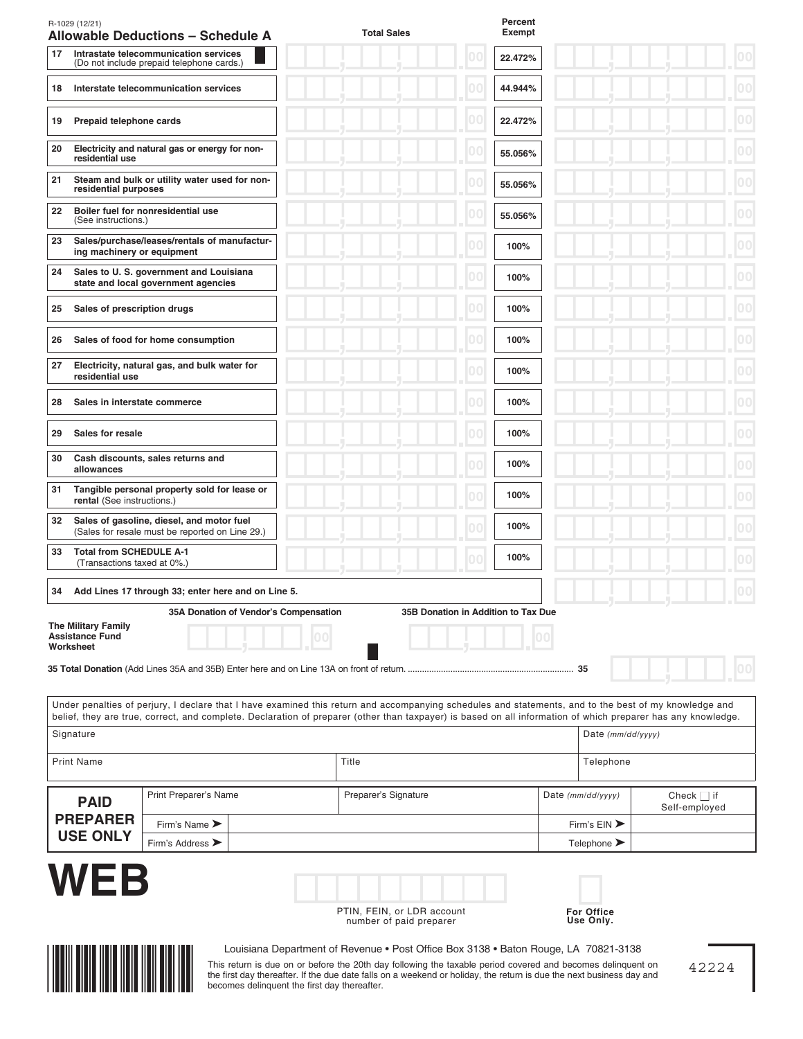R-1029 (12/21)

## Allowable Deductions – Schedule A

| | | Total Sales | Percent Exempt | |
|---|---|---|---|---|
| 17 | Intrastate telecommunication services (Do not include prepaid telephone cards.) | .00 | 22.472% | .00 |
| 18 | Interstate telecommunication services | .00 | 44.944% | .00 |
| 19 | Prepaid telephone cards | .00 | 22.472% | .00 |
| 20 | Electricity and natural gas or energy for non-residential use | .00 | 55.056% | .00 |
| 21 | Steam and bulk or utility water used for non-residential purposes | .00 | 55.056% | .00 |
| 22 | Boiler fuel for nonresidential use (See instructions.) | .00 | 55.056% | .00 |
| 23 | Sales/purchase/leases/rentals of manufacturing machinery or equipment | .00 | 100% | .00 |
| 24 | Sales to U. S. government and Louisiana state and local government agencies | .00 | 100% | .00 |
| 25 | Sales of prescription drugs | .00 | 100% | .00 |
| 26 | Sales of food for home consumption | .00 | 100% | .00 |
| 27 | Electricity, natural gas, and bulk water for residential use | .00 | 100% | .00 |
| 28 | Sales in interstate commerce | .00 | 100% | .00 |
| 29 | Sales for resale | .00 | 100% | .00 |
| 30 | Cash discounts, sales returns and allowances | .00 | 100% | .00 |
| 31 | Tangible personal property sold for lease or rental (See instructions.) | .00 | 100% | .00 |
| 32 | Sales of gasoline, diesel, and motor fuel (Sales for resale must be reported on Line 29.) | .00 | 100% | .00 |
| 33 | Total from SCHEDULE A-1 (Transactions taxed at 0%.) | .00 | 100% | .00 |
| 34 | Add Lines 17 through 33; enter here and on Line 5. | | | .00 |

**The Military Family Assistance Fund Worksheet**

| 35A Donation of Vendor's Compensation | 35B Donation in Addition to Tax Due |
|---|---|
| .00 | .00 |

**35 Total Donation** (Add Lines 35A and 35B) Enter here and on Line 13A on front of return. .................... 35 .00

Under penalties of perjury, I declare that I have examined this return and accompanying schedules and statements, and to the best of my knowledge and belief, they are true, correct, and complete. Declaration of preparer (other than taxpayer) is based on all information of which preparer has any knowledge.

| Signature | | Date *(mm/dd/yyyy)* |
|---|---|---|
| Print Name | Title | Telephone |

| PAID PREPARER USE ONLY | Print Preparer's Name | Preparer's Signature | Date *(mm/dd/yyyy)* | Check ☐ if Self-employed |
|---|---|---|---|---|
| | Firm's Name ➤ | | Firm's EIN ➤ | |
| | Firm's Address ➤ | | Telephone ➤ | |

**WEB**

PTIN, FEIN, or LDR account number of paid preparer

**For Office Use Only.**

Louisiana Department of Revenue • Post Office Box 3138 • Baton Rouge, LA 70821-3138

This return is due on or before the 20th day following the taxable period covered and becomes delinquent on the first day thereafter. If the due date falls on a weekend or holiday, the return is due the next business day and becomes delinquent the first day thereafter.

42224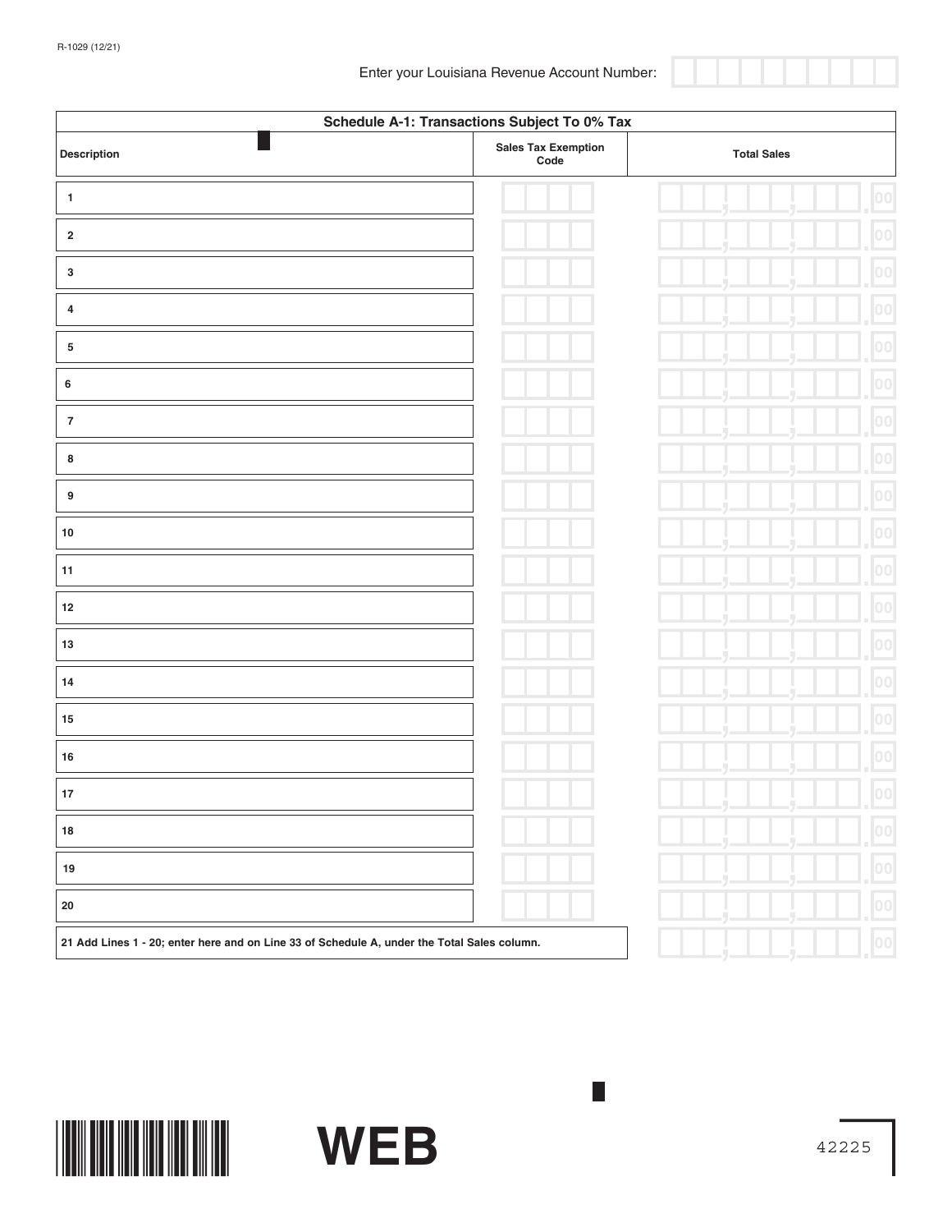R-1029 (12/21)

Enter your Louisiana Revenue Account Number:

| Schedule A-1: Transactions Subject To 0% Tax | | |
|---|---|---|
| **Description** | **Sales Tax Exemption Code** | **Total Sales** |
| 1 | | .00 |
| 2 | | .00 |
| 3 | | .00 |
| 4 | | .00 |
| 5 | | .00 |
| 6 | | .00 |
| 7 | | .00 |
| 8 | | .00 |
| 9 | | .00 |
| 10 | | .00 |
| 11 | | .00 |
| 12 | | .00 |
| 13 | | .00 |
| 14 | | .00 |
| 15 | | .00 |
| 16 | | .00 |
| 17 | | .00 |
| 18 | | .00 |
| 19 | | .00 |
| 20 | | .00 |
| **21 Add Lines 1 - 20; enter here and on Line 33 of Schedule A, under the Total Sales column.** | | .00 |

**WEB**

42225